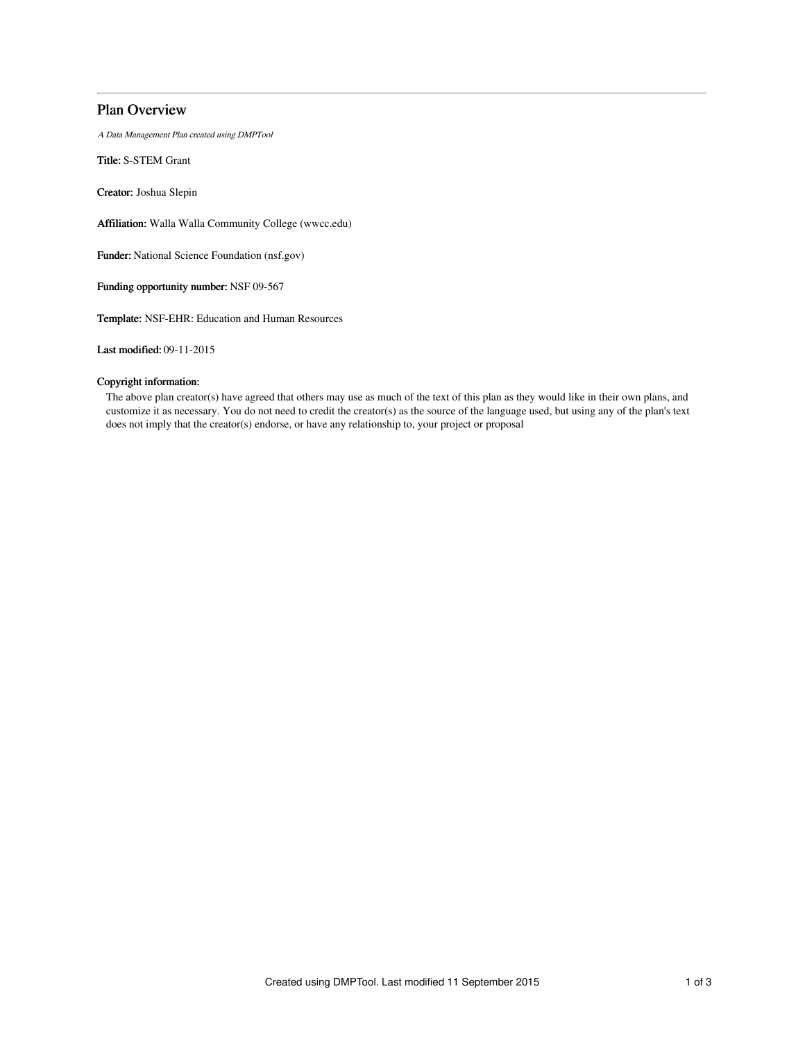# Plan Overview

*A Data Management Plan created using DMPTool*

**Title:** S-STEM Grant

**Creator:** Joshua Slepin

**Affiliation:** Walla Walla Community College (wwcc.edu)

**Funder:** National Science Foundation (nsf.gov)

**Funding opportunity number:** NSF 09-567

**Template:** NSF-EHR: Education and Human Resources

**Last modified:** 09-11-2015

**Copyright information:**

The above plan creator(s) have agreed that others may use as much of the text of this plan as they would like in their own plans, and customize it as necessary. You do not need to credit the creator(s) as the source of the language used, but using any of the plan's text does not imply that the creator(s) endorse, or have any relationship to, your project or proposal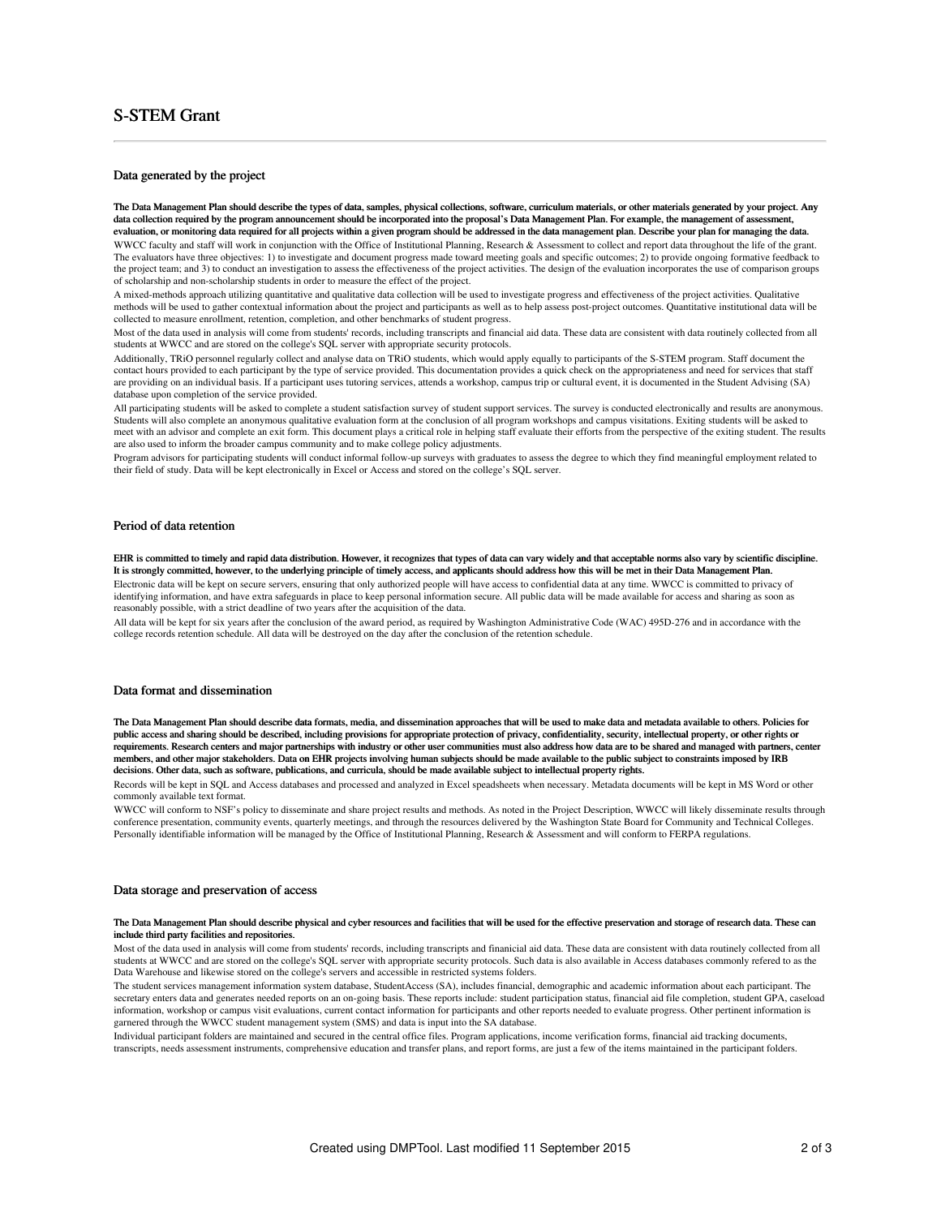# S-STEM Grant

## Data generated by the project

**The Data Management Plan should describe the types of data, samples, physical collections, software, curriculum materials, or other materials generated by your project. Any data collection required by the program announcement should be incorporated into the proposal's Data Management Plan. For example, the management of assessment, evaluation, or monitoring data required for all projects within a given program should be addressed in the data management plan. Describe your plan for managing the data.**

WWCC faculty and staff will work in conjunction with the Office of Institutional Planning, Research & Assessment to collect and report data throughout the life of the grant. The evaluators have three objectives: 1) to investigate and document progress made toward meeting goals and specific outcomes; 2) to provide ongoing formative feedback to the project team; and 3) to conduct an investigation to assess the effectiveness of the project activities. The design of the evaluation incorporates the use of comparison groups of scholarship and non-scholarship students in order to measure the effect of the project.

A mixed-methods approach utilizing quantitative and qualitative data collection will be used to investigate progress and effectiveness of the project activities. Qualitative methods will be used to gather contextual information about the project and participants as well as to help assess post-project outcomes. Quantitative institutional data will be collected to measure enrollment, retention, completion, and other benchmarks of student progress.

Most of the data used in analysis will come from students' records, including transcripts and financial aid data. These data are consistent with data routinely collected from all students at WWCC and are stored on the college's SQL server with appropriate security protocols.

Additionally, TRiO personnel regularly collect and analyse data on TRiO students, which would apply equally to participants of the S-STEM program. Staff document the contact hours provided to each participant by the type of service provided. This documentation provides a quick check on the appropriateness and need for services that staff are providing on an individual basis. If a participant uses tutoring services, attends a workshop, campus trip or cultural event, it is documented in the Student Advising (SA) database upon completion of the service provided.

All participating students will be asked to complete a student satisfaction survey of student support services. The survey is conducted electronically and results are anonymous. Students will also complete an anonymous qualitative evaluation form at the conclusion of all program workshops and campus visitations. Exiting students will be asked to meet with an advisor and complete an exit form. This document plays a critical role in helping staff evaluate their efforts from the perspective of the exiting student. The results are also used to inform the broader campus community and to make college policy adjustments.

Program advisors for participating students will conduct informal follow-up surveys with graduates to assess the degree to which they find meaningful employment related to their field of study. Data will be kept electronically in Excel or Access and stored on the college's SQL server.

## Period of data retention

**EHR is committed to timely and rapid data distribution. However, it recognizes that types of data can vary widely and that acceptable norms also vary by scientific discipline. It is strongly committed, however, to the underlying principle of timely access, and applicants should address how this will be met in their Data Management Plan.**

Electronic data will be kept on secure servers, ensuring that only authorized people will have access to confidential data at any time. WWCC is committed to privacy of identifying information, and have extra safeguards in place to keep personal information secure. All public data will be made available for access and sharing as soon as reasonably possible, with a strict deadline of two years after the acquisition of the data.

All data will be kept for six years after the conclusion of the award period, as required by Washington Administrative Code (WAC) 495D-276 and in accordance with the college records retention schedule. All data will be destroyed on the day after the conclusion of the retention schedule.

## Data format and dissemination

**The Data Management Plan should describe data formats, media, and dissemination approaches that will be used to make data and metadata available to others. Policies for public access and sharing should be described, including provisions for appropriate protection of privacy, confidentiality, security, intellectual property, or other rights or requirements. Research centers and major partnerships with industry or other user communities must also address how data are to be shared and managed with partners, center members, and other major stakeholders. Data on EHR projects involving human subjects should be made available to the public subject to constraints imposed by IRB decisions. Other data, such as software, publications, and curricula, should be made available subject to intellectual property rights.**

Records will be kept in SQL and Access databases and processed and analyzed in Excel speadsheets when necessary. Metadata documents will be kept in MS Word or other commonly available text format.

WWCC will conform to NSF's policy to disseminate and share project results and methods. As noted in the Project Description, WWCC will likely disseminate results through conference presentation, community events, quarterly meetings, and through the resources delivered by the Washington State Board for Community and Technical Colleges. Personally identifiable information will be managed by the Office of Institutional Planning, Research & Assessment and will conform to FERPA regulations.

## Data storage and preservation of access

**The Data Management Plan should describe physical and cyber resources and facilities that will be used for the effective preservation and storage of research data. These can include third party facilities and repositories.**

Most of the data used in analysis will come from students' records, including transcripts and finanicial aid data. These data are consistent with data routinely collected from all students at WWCC and are stored on the college's SQL server with appropriate security protocols. Such data is also available in Access databases commonly refered to as the Data Warehouse and likewise stored on the college's servers and accessible in restricted systems folders.

The student services management information system database, StudentAccess (SA), includes financial, demographic and academic information about each participant. The secretary enters data and generates needed reports on an on-going basis. These reports include: student participation status, financial aid file completion, student GPA, caseload information, workshop or campus visit evaluations, current contact information for participants and other reports needed to evaluate progress. Other pertinent information is garnered through the WWCC student management system (SMS) and data is input into the SA database.

Individual participant folders are maintained and secured in the central office files. Program applications, income verification forms, financial aid tracking documents, transcripts, needs assessment instruments, comprehensive education and transfer plans, and report forms, are just a few of the items maintained in the participant folders.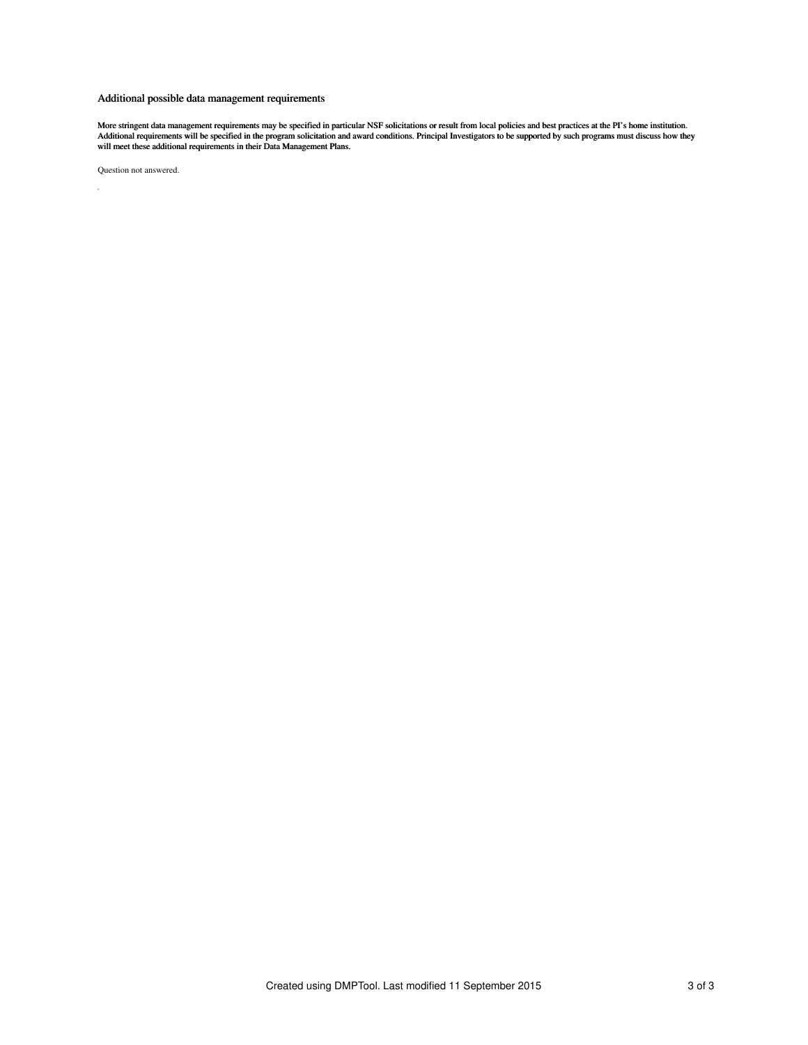### Additional possible data management requirements

**More stringent data management requirements may be specified in particular NSF solicitations or result from local policies and best practices at the PI's home institution. Additional requirements will be specified in the program solicitation and award conditions. Principal Investigators to be supported by such programs must discuss how they will meet these additional requirements in their Data Management Plans.**

Question not answered.

Created using DMPTool. Last modified 11 September 2015